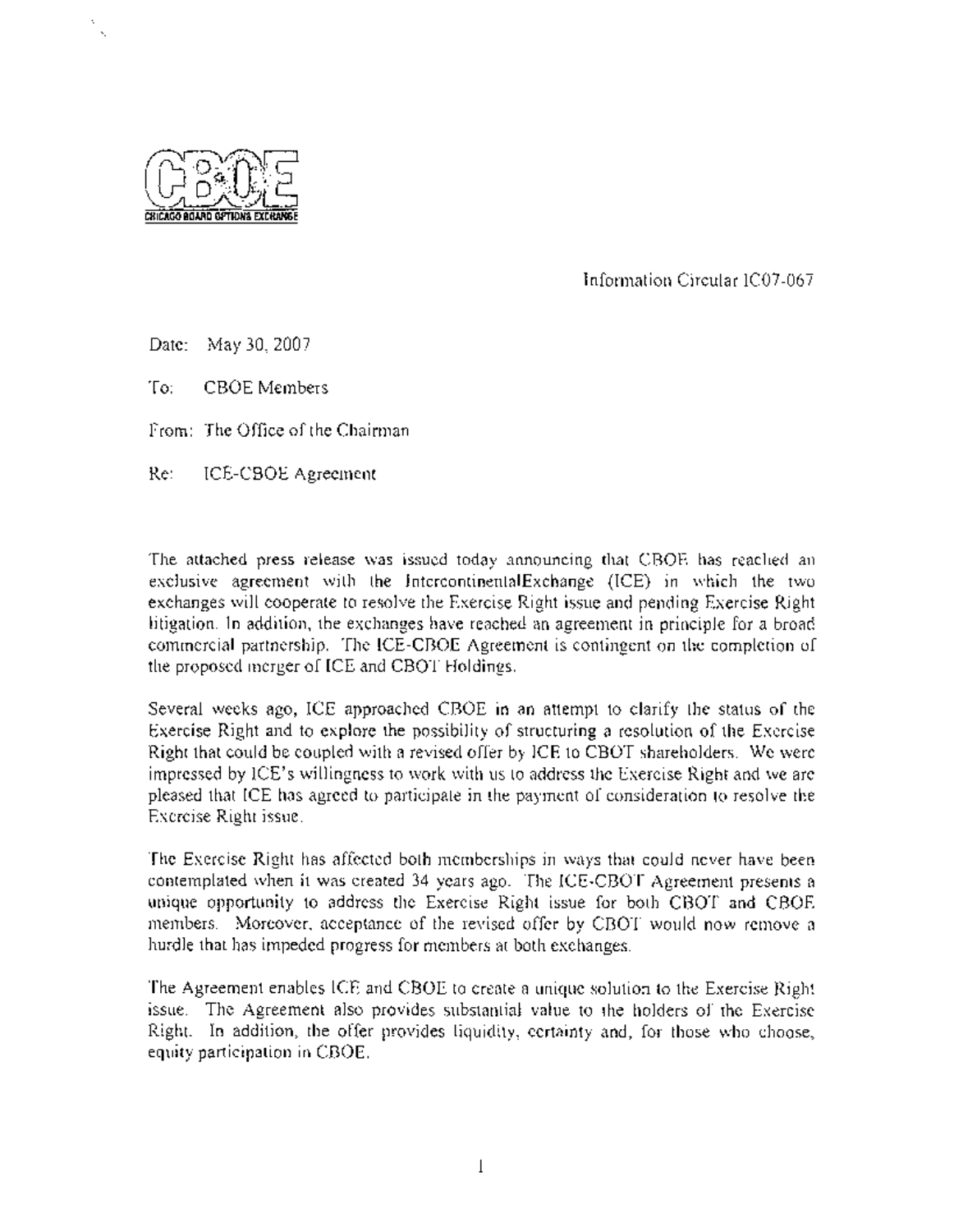CBOE
CHICAGO BOARD OPTIONS EXCHANGE

Information Circular IC07-067

Date: May 30, 2007

To: CBOE Members

From: The Office of the Chairman

Re: ICE-CBOE Agreement

The attached press release was issued today announcing that CBOE has reached an exclusive agreement with the IntercontinentalExchange (ICE) in which the two exchanges will cooperate to resolve the Exercise Right issue and pending Exercise Right litigation. In addition, the exchanges have reached an agreement in principle for a broad commercial partnership. The ICE-CBOE Agreement is contingent on the completion of the proposed merger of ICE and CBOT Holdings.

Several weeks ago, ICE approached CBOE in an attempt to clarify the status of the Exercise Right and to explore the possibility of structuring a resolution of the Exercise Right that could be coupled with a revised offer by ICE to CBOT shareholders. We were impressed by ICE's willingness to work with us to address the Exercise Right and we are pleased that ICE has agreed to participate in the payment of consideration to resolve the Exercise Right issue.

The Exercise Right has affected both memberships in ways that could never have been contemplated when it was created 34 years ago. The ICE-CBOT Agreement presents a unique opportunity to address the Exercise Right issue for both CBOT and CBOE members. Moreover, acceptance of the revised offer by CBOT would now remove a hurdle that has impeded progress for members at both exchanges.

The Agreement enables ICE and CBOE to create a unique solution to the Exercise Right issue. The Agreement also provides substantial value to the holders of the Exercise Right. In addition, the offer provides liquidity, certainty and, for those who choose, equity participation in CBOE.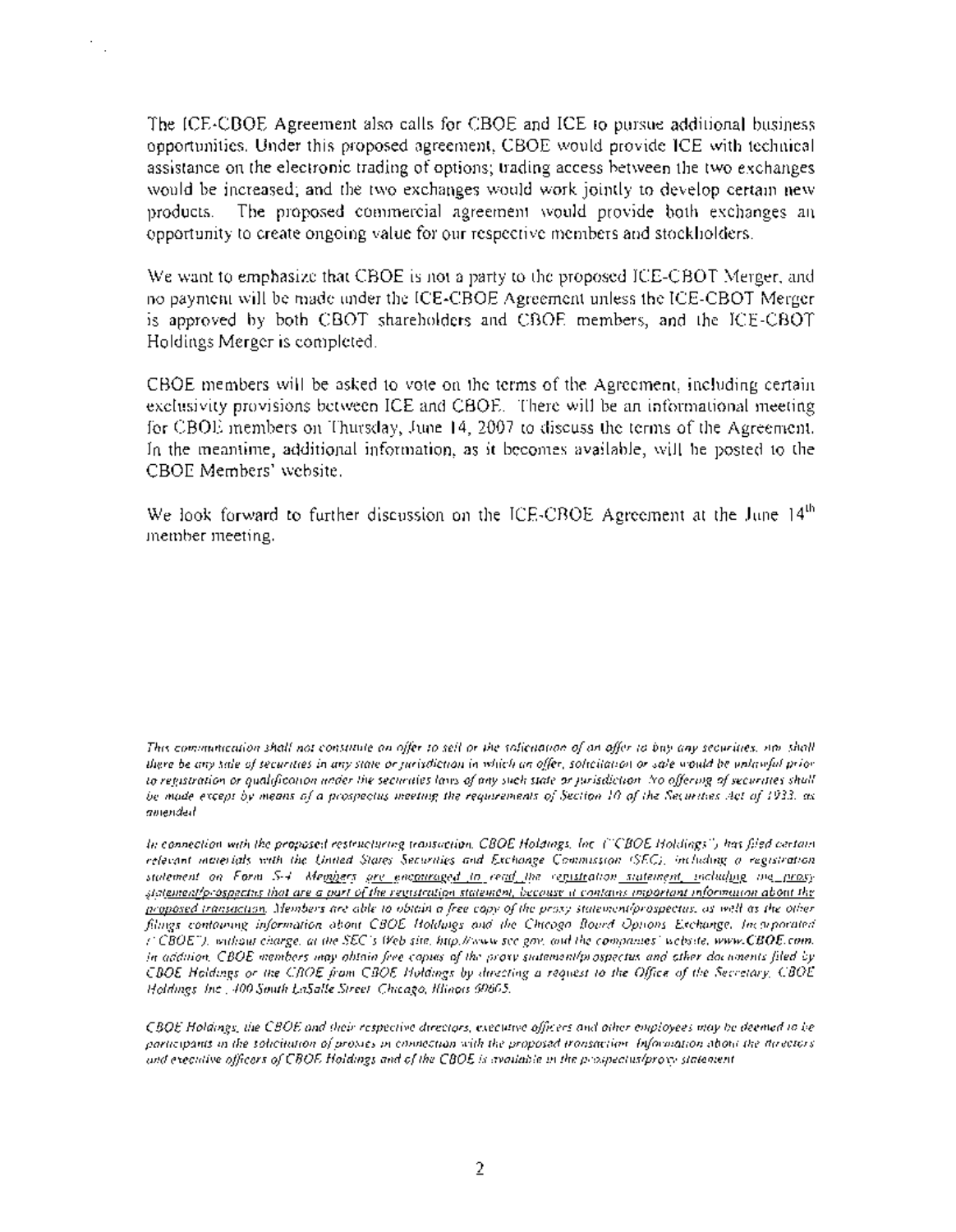The ICE-CBOE Agreement also calls for CBOE and ICE to pursue additional business opportunities. Under this proposed agreement, CBOE would provide ICE with technical assistance on the electronic trading of options; trading access between the two exchanges would be increased; and the two exchanges would work jointly to develop certain new products. The proposed commercial agreement would provide both exchanges an opportunity to create ongoing value for our respective members and stockholders.

We want to emphasize that CBOE is not a party to the proposed ICE-CBOT Merger, and no payment will be made under the ICE-CBOE Agreement unless the ICE-CBOT Merger is approved by both CBOT shareholders and CBOE members, and the ICE-CBOT Holdings Merger is completed.

CBOE members will be asked to vote on the terms of the Agreement, including certain exclusivity provisions between ICE and CBOE. There will be an informational meeting for CBOE members on Thursday, June 14, 2007 to discuss the terms of the Agreement. In the meantime, additional information, as it becomes available, will be posted to the CBOE Members' website.

We look forward to further discussion on the ICE-CBOE Agreement at the June 14th member meeting.

*This communication shall not constitute an offer to sell or the solicitation of an offer to buy any securities, nor shall there be any sale of securities in any state or jurisdiction in which an offer, solicitation or sale would be unlawful prior to registration or qualification under the securities laws of any such state or jurisdiction. No offering of securities shall be made except by means of a prospectus meeting the requirements of Section 10 of the Securities Act of 1933, as amended.*

*In connection with the proposed restructuring transaction, CBOE Holdings, Inc. ("CBOE Holdings") has filed certain relevant materials with the United States Securities and Exchange Commission (SEC), including a registration statement on Form S-4. Members are encouraged to read the registration statement, including the proxy statement/prospectus that are a part of the registration statement, because it contains important information about the proposed transaction. Members are able to obtain a free copy of the proxy statement/prospectus, as well as the other filings containing information about CBOE Holdings and the Chicago Board Options Exchange, Incorporated ("CBOE"), without charge, at the SEC's Web site, http://www.sec.gov, and the companies' website, www.CBOE.com. In addition, CBOE members may obtain free copies of the proxy statement/prospectus and other documents filed by CBOE Holdings or the CBOE from CBOE Holdings by directing a request to the Office of the Secretary, CBOE Holdings, Inc., 400 South LaSalle Street, Chicago, Illinois 60605.*

*CBOE Holdings, the CBOE and their respective directors, executive officers and other employees may be deemed to be participants in the solicitation of proxies in connection with the proposed transaction. Information about the directors and executive officers of CBOE Holdings and of the CBOE is available in the prospectus/proxy statement.*